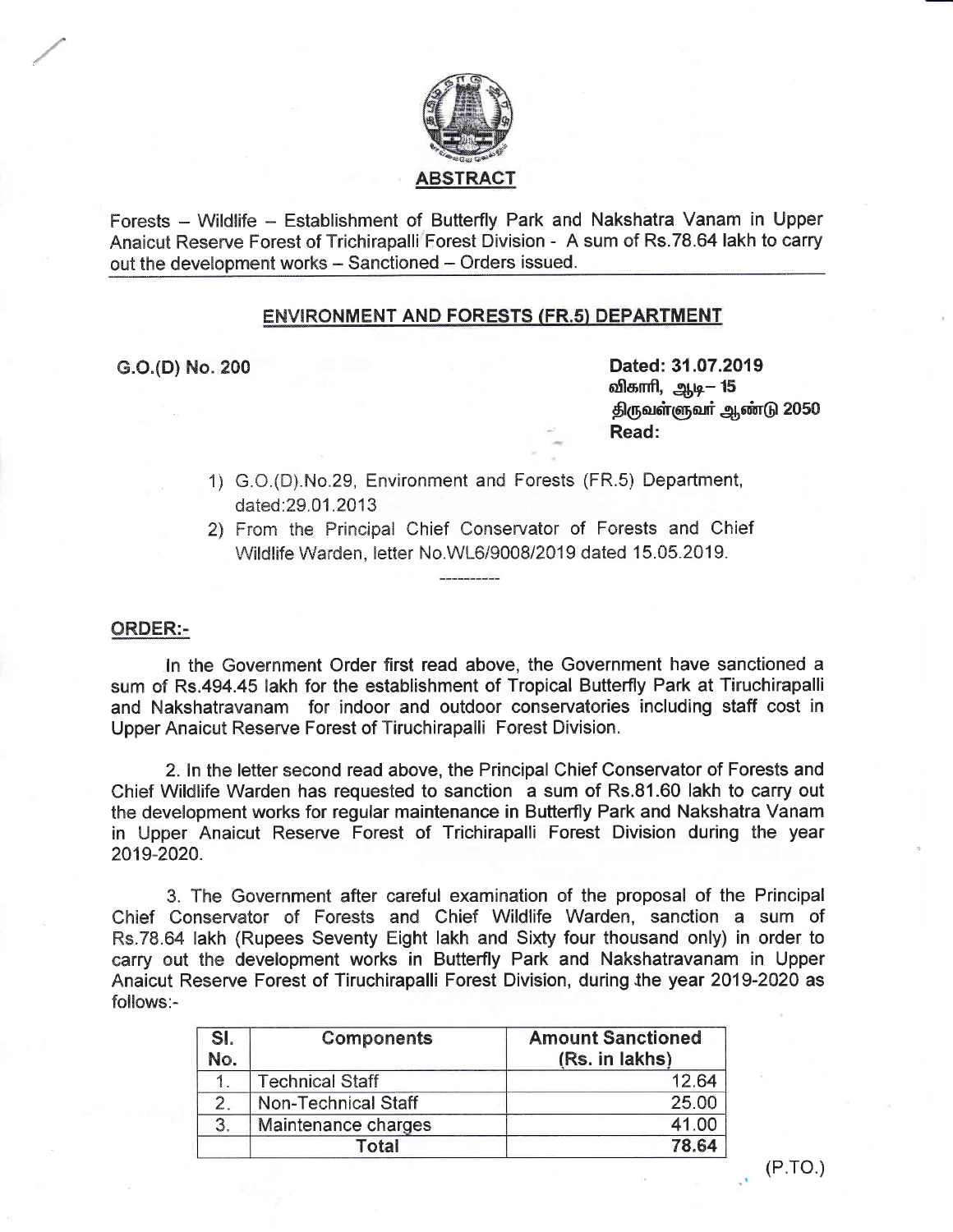## ABSTRACT

Forests – Wildlife – Establishment of Butterfly Park and Nakshatra Vanam in Upper Anaicut Reserve Forest of Trichirapalli Forest Division - A sum of Rs.78.64 lakh to carry out the development works – Sanctioned – Orders issued.

### ENVIRONMENT AND FORESTS (FR.5) DEPARTMENT

**G.O.(D) No. 200**

**Dated: 31.07.2019**
**விகாரி, ஆடி– 15**
**திருவள்ளுவர் ஆண்டு 2050**
**Read:**

1) G.O.(D).No.29, Environment and Forests (FR.5) Department, dated:29.01.2013
2) From the Principal Chief Conservator of Forests and Chief Wildlife Warden, letter No.WL6/9008/2019 dated 15.05.2019.

----------

**ORDER:-**

In the Government Order first read above, the Government have sanctioned a sum of Rs.494.45 lakh for the establishment of Tropical Butterfly Park at Tiruchirapalli and Nakshatravanam for indoor and outdoor conservatories including staff cost in Upper Anaicut Reserve Forest of Tiruchirapalli Forest Division.

2. In the letter second read above, the Principal Chief Conservator of Forests and Chief Wildlife Warden has requested to sanction a sum of Rs.81.60 lakh to carry out the development works for regular maintenance in Butterfly Park and Nakshatra Vanam in Upper Anaicut Reserve Forest of Trichirapalli Forest Division during the year 2019-2020.

3. The Government after careful examination of the proposal of the Principal Chief Conservator of Forests and Chief Wildlife Warden, sanction a sum of Rs.78.64 lakh (Rupees Seventy Eight lakh and Sixty four thousand only) in order to carry out the development works in Butterfly Park and Nakshatravanam in Upper Anaicut Reserve Forest of Tiruchirapalli Forest Division, during the year 2019-2020 as follows:-

| Sl. No. | Components | Amount Sanctioned (Rs. in lakhs) |
|---|---|---|
| 1. | Technical Staff | 12.64 |
| 2. | Non-Technical Staff | 25.00 |
| 3. | Maintenance charges | 41.00 |
| | **Total** | **78.64** |

(P.TO.)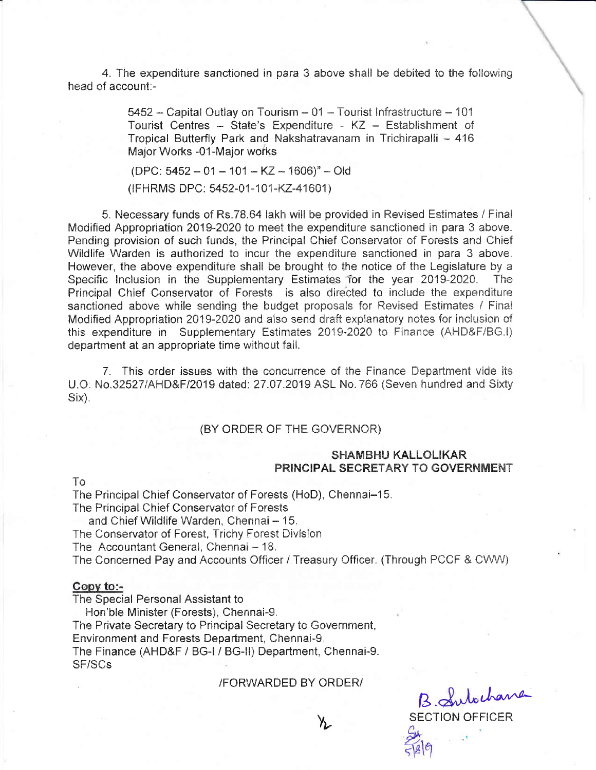4. The expenditure sanctioned in para 3 above shall be debited to the following head of account:-

> 5452 – Capital Outlay on Tourism – 01 – Tourist Infrastructure – 101 Tourist Centres – State's Expenditure - KZ – Establishment of Tropical Butterfly Park and Nakshatravanam in Trichirapalli – 416 Major Works -01-Major works
>
> (DPC: 5452 – 01 – 101 – KZ – 1606)" – Old
>
> (IFHRMS DPC: 5452-01-101-KZ-41601)

5. Necessary funds of Rs.78.64 lakh will be provided in Revised Estimates / Final Modified Appropriation 2019-2020 to meet the expenditure sanctioned in para 3 above. Pending provision of such funds, the Principal Chief Conservator of Forests and Chief Wildlife Warden is authorized to incur the expenditure sanctioned in para 3 above. However, the above expenditure shall be brought to the notice of the Legislature by a Specific Inclusion in the Supplementary Estimates for the year 2019-2020. The Principal Chief Conservator of Forests is also directed to include the expenditure sanctioned above while sending the budget proposals for Revised Estimates / Final Modified Appropriation 2019-2020 and also send draft explanatory notes for inclusion of this expenditure in Supplementary Estimates 2019-2020 to Finance (AHD&F/BG.I) department at an appropriate time without fail.

7. This order issues with the concurrence of the Finance Department vide its U.O. No.32527/AHD&F/2019 dated: 27.07.2019 ASL No. 766 (Seven hundred and Sixty Six).

(BY ORDER OF THE GOVERNOR)

**SHAMBHU KALLOLIKAR**
**PRINCIPAL SECRETARY TO GOVERNMENT**

To
The Principal Chief Conservator of Forests (HoD), Chennai–15.
The Principal Chief Conservator of Forests
and Chief Wildlife Warden, Chennai – 15.
The Conservator of Forest, Trichy Forest Division
The Accountant General, Chennai – 18.
The Concerned Pay and Accounts Officer / Treasury Officer. (Through PCCF & CWW)

**Copy to:-**
The Special Personal Assistant to
Hon'ble Minister (Forests), Chennai-9.
The Private Secretary to Principal Secretary to Government,
Environment and Forests Department, Chennai-9.
The Finance (AHD&F / BG-I / BG-II) Department, Chennai-9.
SF/SCs

/FORWARDED BY ORDER/

B. Sulochana
SECTION OFFICER
5/8/19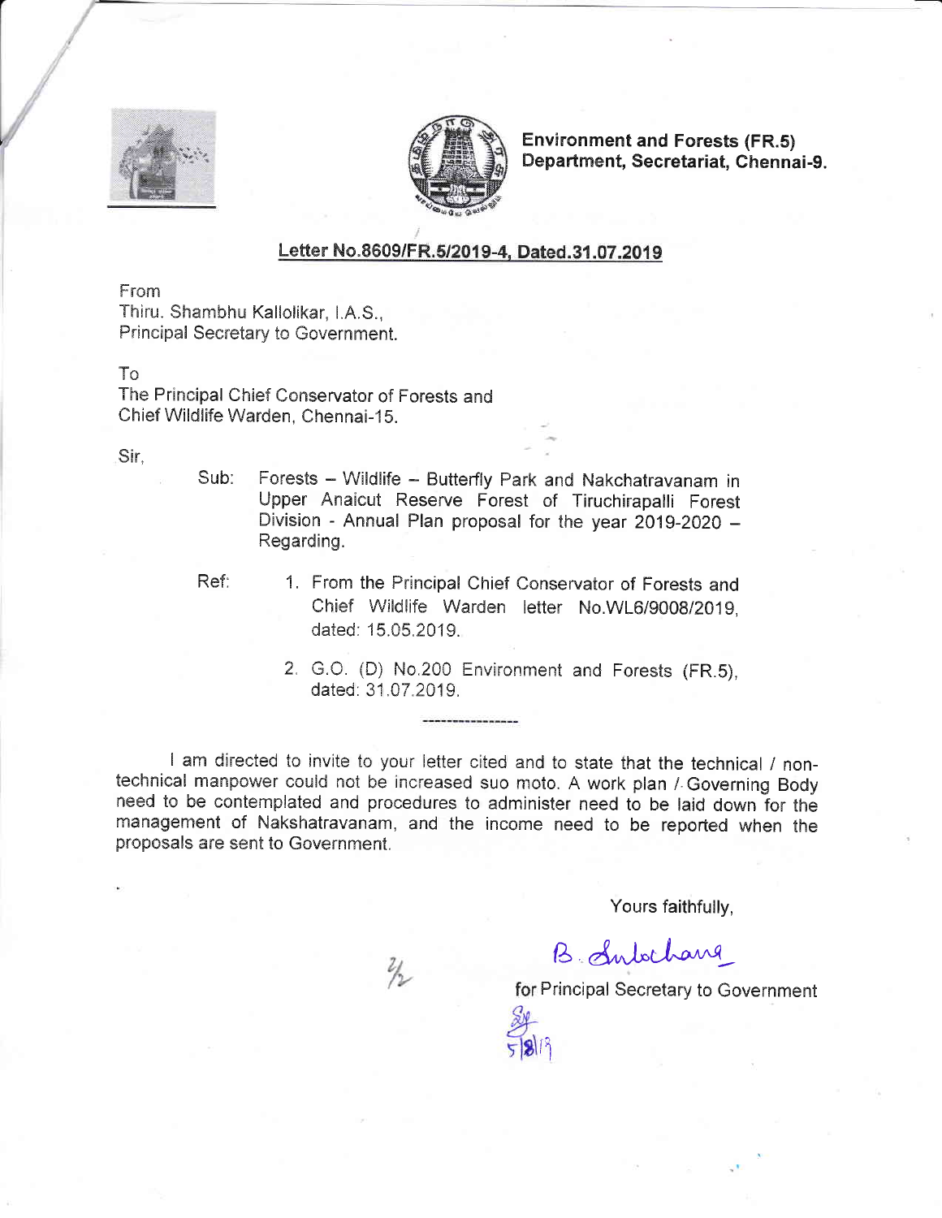**Environment and Forests (FR.5) Department, Secretariat, Chennai-9.**

**Letter No.8609/FR.5/2019-4, Dated.31.07.2019**

From
Thiru. Shambhu Kallolikar, I.A.S.,
Principal Secretary to Government.

To
The Principal Chief Conservator of Forests and
Chief Wildlife Warden, Chennai-15.

Sir,

Sub: Forests – Wildlife – Butterfly Park and Nakchatravanam in Upper Anaicut Reserve Forest of Tiruchirapalli Forest Division - Annual Plan proposal for the year 2019-2020 – Regarding.

Ref:
1. From the Principal Chief Conservator of Forests and Chief Wildlife Warden letter No.WL6/9008/2019, dated: 15.05.2019.
2. G.O. (D) No.200 Environment and Forests (FR.5), dated: 31.07.2019.

----------------

I am directed to invite to your letter cited and to state that the technical / non-technical manpower could not be increased suo moto. A work plan / Governing Body need to be contemplated and procedures to administer need to be laid down for the management of Nakshatravanam, and the income need to be reported when the proposals are sent to Government.

Yours faithfully,

B. Sulochana

for Principal Secretary to Government

5/8/19